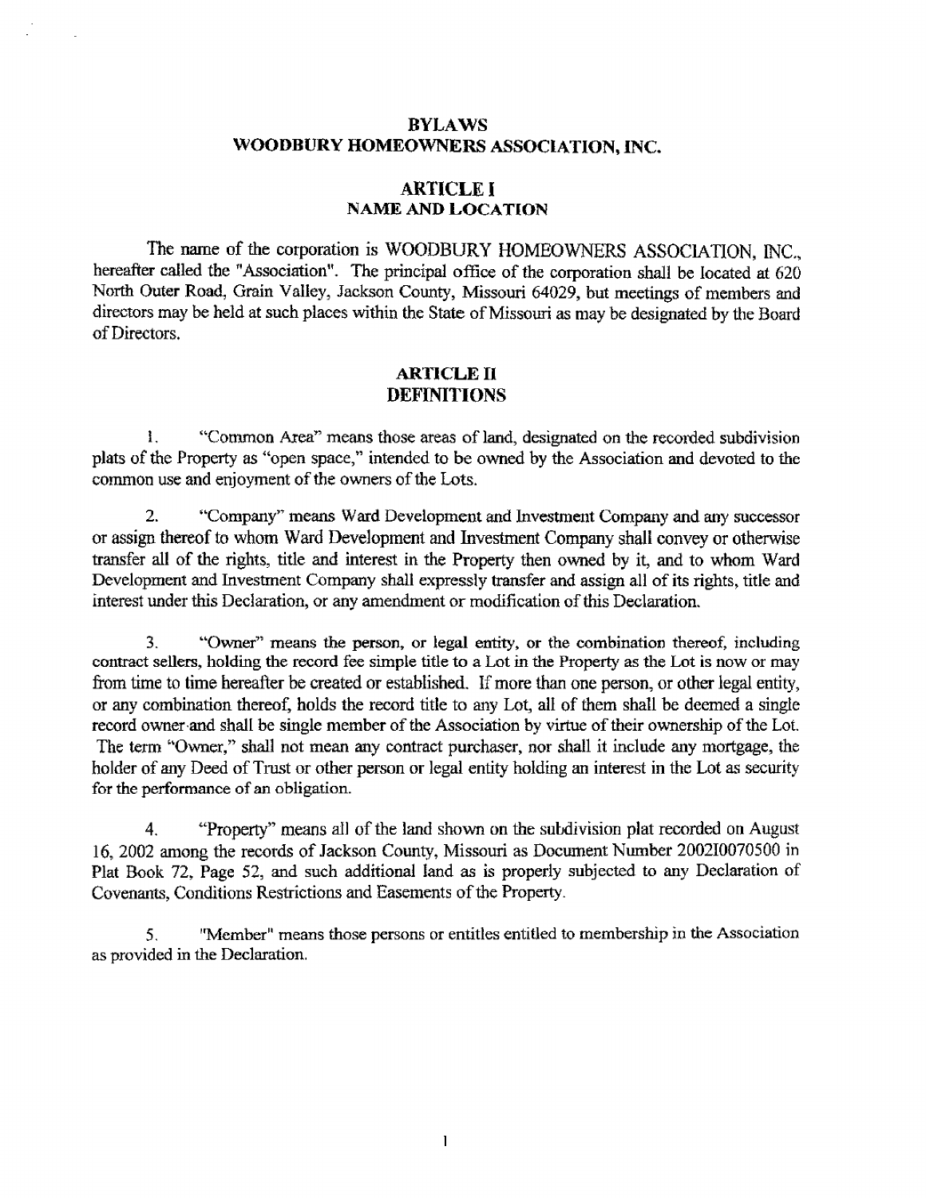# BYLAWS
# WOODBURY HOMEOWNERS ASSOCIATION, INC.

## ARTICLE I
## NAME AND LOCATION

The name of the corporation is WOODBURY HOMEOWNERS ASSOCIATION, INC., hereafter called the "Association". The principal office of the corporation shall be located at 620 North Outer Road, Grain Valley, Jackson County, Missouri 64029, but meetings of members and directors may be held at such places within the State of Missouri as may be designated by the Board of Directors.

## ARTICLE II
## DEFINITIONS

1. "Common Area" means those areas of land, designated on the recorded subdivision plats of the Property as "open space," intended to be owned by the Association and devoted to the common use and enjoyment of the owners of the Lots.

2. "Company" means Ward Development and Investment Company and any successor or assign thereof to whom Ward Development and Investment Company shall convey or otherwise transfer all of the rights, title and interest in the Property then owned by it, and to whom Ward Development and Investment Company shall expressly transfer and assign all of its rights, title and interest under this Declaration, or any amendment or modification of this Declaration.

3. "Owner" means the person, or legal entity, or the combination thereof, including contract sellers, holding the record fee simple title to a Lot in the Property as the Lot is now or may from time to time hereafter be created or established. If more than one person, or other legal entity, or any combination thereof, holds the record title to any Lot, all of them shall be deemed a single record owner and shall be single member of the Association by virtue of their ownership of the Lot. The term "Owner," shall not mean any contract purchaser, nor shall it include any mortgage, the holder of any Deed of Trust or other person or legal entity holding an interest in the Lot as security for the performance of an obligation.

4. "Property" means all of the land shown on the subdivision plat recorded on August 16, 2002 among the records of Jackson County, Missouri as Document Number 2002I0070500 in Plat Book 72, Page 52, and such additional land as is properly subjected to any Declaration of Covenants, Conditions Restrictions and Easements of the Property.

5. "Member" means those persons or entitles entitled to membership in the Association as provided in the Declaration.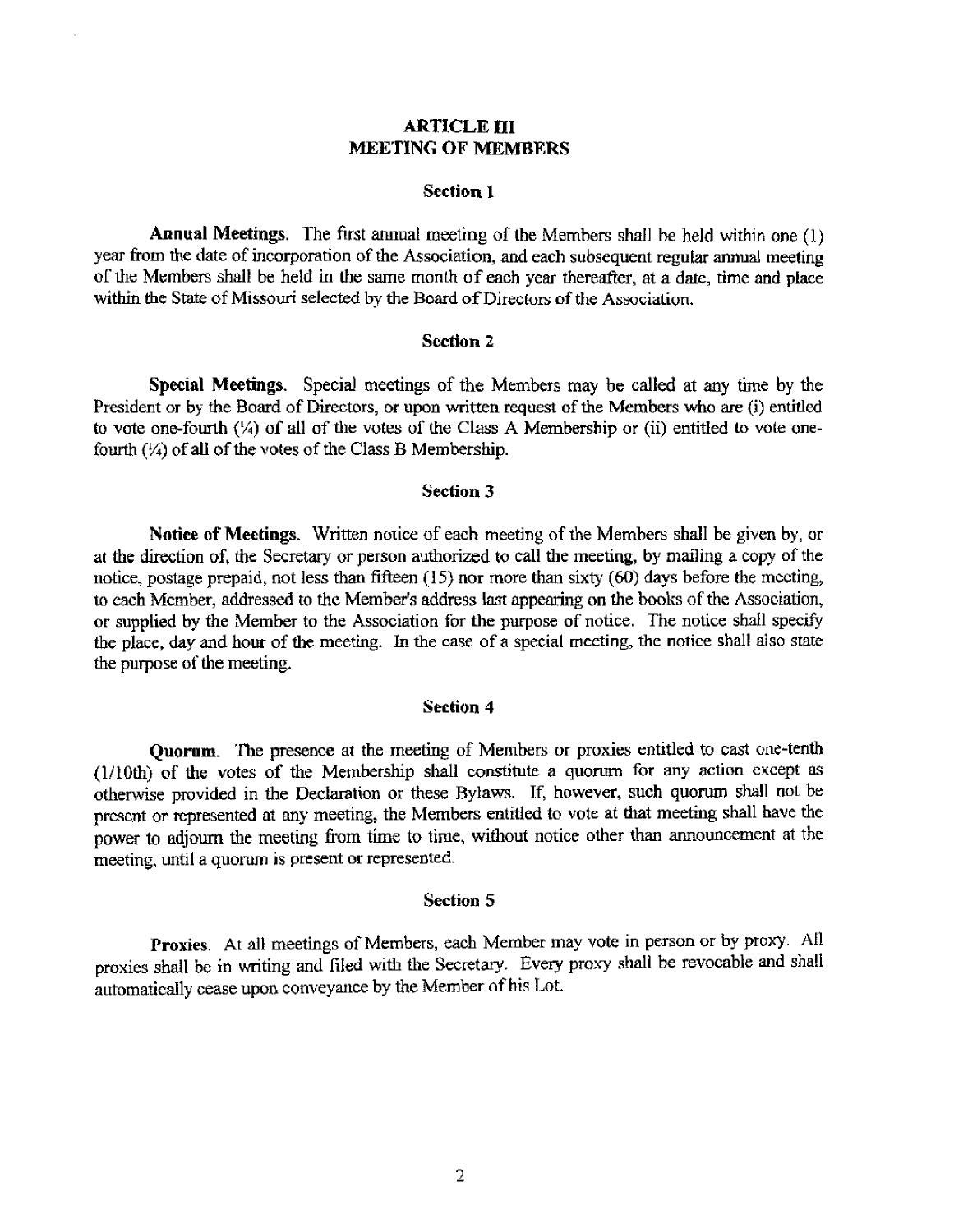## ARTICLE III
## MEETING OF MEMBERS

### Section 1

**Annual Meetings.** The first annual meeting of the Members shall be held within one (1) year from the date of incorporation of the Association, and each subsequent regular annual meeting of the Members shall be held in the same month of each year thereafter, at a date, time and place within the State of Missouri selected by the Board of Directors of the Association.

### Section 2

**Special Meetings.** Special meetings of the Members may be called at any time by the President or by the Board of Directors, or upon written request of the Members who are (i) entitled to vote one-fourth (¼) of all of the votes of the Class A Membership or (ii) entitled to vote one-fourth (¼) of all of the votes of the Class B Membership.

### Section 3

**Notice of Meetings.** Written notice of each meeting of the Members shall be given by, or at the direction of, the Secretary or person authorized to call the meeting, by mailing a copy of the notice, postage prepaid, not less than fifteen (15) nor more than sixty (60) days before the meeting, to each Member, addressed to the Member's address last appearing on the books of the Association, or supplied by the Member to the Association for the purpose of notice. The notice shall specify the place, day and hour of the meeting. In the case of a special meeting, the notice shall also state the purpose of the meeting.

### Section 4

**Quorum.** The presence at the meeting of Members or proxies entitled to cast one-tenth (1/10th) of the votes of the Membership shall constitute a quorum for any action except as otherwise provided in the Declaration or these Bylaws. If, however, such quorum shall not be present or represented at any meeting, the Members entitled to vote at that meeting shall have the power to adjourn the meeting from time to time, without notice other than announcement at the meeting, until a quorum is present or represented.

### Section 5

**Proxies.** At all meetings of Members, each Member may vote in person or by proxy. All proxies shall be in writing and filed with the Secretary. Every proxy shall be revocable and shall automatically cease upon conveyance by the Member of his Lot.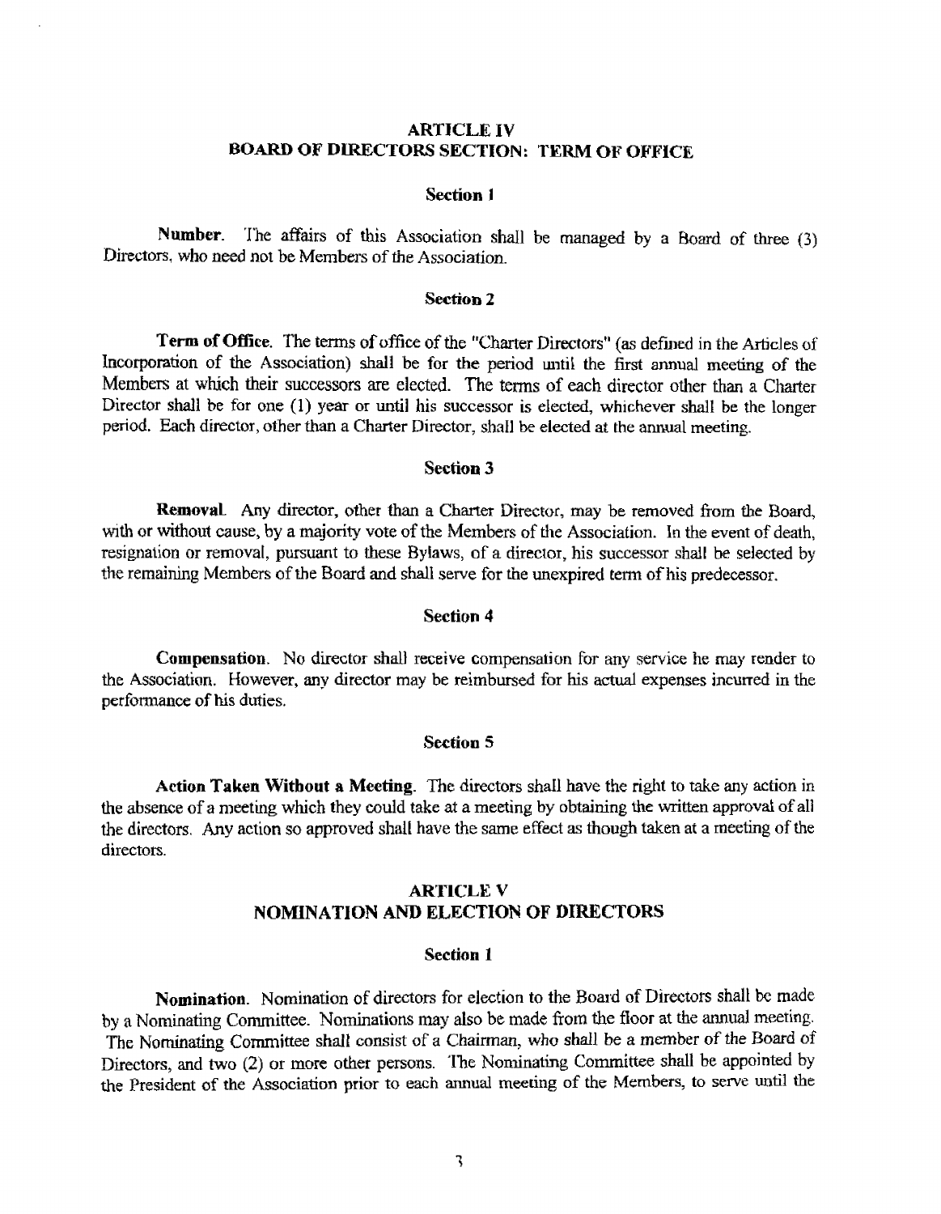## ARTICLE IV
## BOARD OF DIRECTORS SECTION: TERM OF OFFICE

### Section 1

**Number**. The affairs of this Association shall be managed by a Board of three (3) Directors, who need not be Members of the Association.

### Section 2

**Term of Office**. The terms of office of the "Charter Directors" (as defined in the Articles of Incorporation of the Association) shall be for the period until the first annual meeting of the Members at which their successors are elected. The terms of each director other than a Charter Director shall be for one (1) year or until his successor is elected, whichever shall be the longer period. Each director, other than a Charter Director, shall be elected at the annual meeting.

### Section 3

**Removal**. Any director, other than a Charter Director, may be removed from the Board, with or without cause, by a majority vote of the Members of the Association. In the event of death, resignation or removal, pursuant to these Bylaws, of a director, his successor shall be selected by the remaining Members of the Board and shall serve for the unexpired term of his predecessor.

### Section 4

**Compensation**. No director shall receive compensation for any service he may render to the Association. However, any director may be reimbursed for his actual expenses incurred in the performance of his duties.

### Section 5

**Action Taken Without a Meeting**. The directors shall have the right to take any action in the absence of a meeting which they could take at a meeting by obtaining the written approval of all the directors. Any action so approved shall have the same effect as though taken at a meeting of the directors.

## ARTICLE V
## NOMINATION AND ELECTION OF DIRECTORS

### Section 1

**Nomination**. Nomination of directors for election to the Board of Directors shall be made by a Nominating Committee. Nominations may also be made from the floor at the annual meeting. The Nominating Committee shall consist of a Chairman, who shall be a member of the Board of Directors, and two (2) or more other persons. The Nominating Committee shall be appointed by the President of the Association prior to each annual meeting of the Members, to serve until the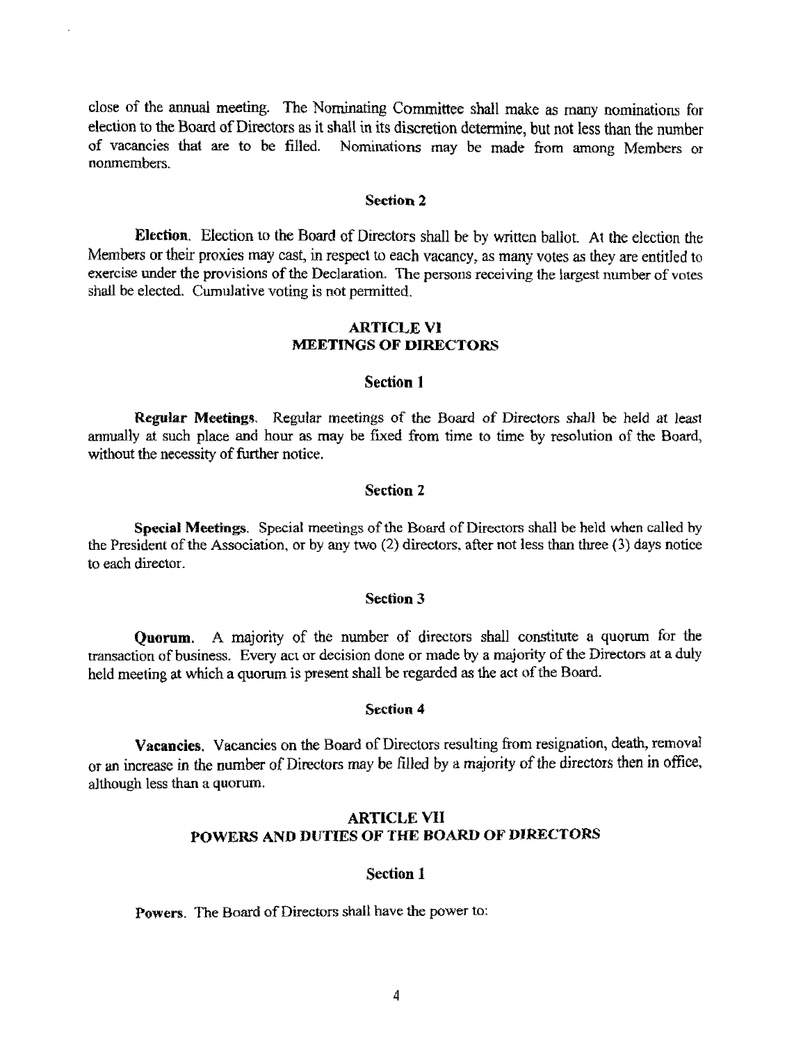close of the annual meeting. The Nominating Committee shall make as many nominations for election to the Board of Directors as it shall in its discretion determine, but not less than the number of vacancies that are to be filled. Nominations may be made from among Members or nonmembers.

### Section 2

**Election.** Election to the Board of Directors shall be by written ballot. At the election the Members or their proxies may cast, in respect to each vacancy, as many votes as they are entitled to exercise under the provisions of the Declaration. The persons receiving the largest number of votes shall be elected. Cumulative voting is not permitted.

## ARTICLE VI
## MEETINGS OF DIRECTORS

### Section 1

**Regular Meetings.** Regular meetings of the Board of Directors shall be held at least annually at such place and hour as may be fixed from time to time by resolution of the Board, without the necessity of further notice.

### Section 2

**Special Meetings.** Special meetings of the Board of Directors shall be held when called by the President of the Association, or by any two (2) directors, after not less than three (3) days notice to each director.

### Section 3

**Quorum.** A majority of the number of directors shall constitute a quorum for the transaction of business. Every act or decision done or made by a majority of the Directors at a duly held meeting at which a quorum is present shall be regarded as the act of the Board.

### Section 4

**Vacancies.** Vacancies on the Board of Directors resulting from resignation, death, removal or an increase in the number of Directors may be filled by a majority of the directors then in office, although less than a quorum.

## ARTICLE VII
## POWERS AND DUTIES OF THE BOARD OF DIRECTORS

### Section 1

**Powers.** The Board of Directors shall have the power to: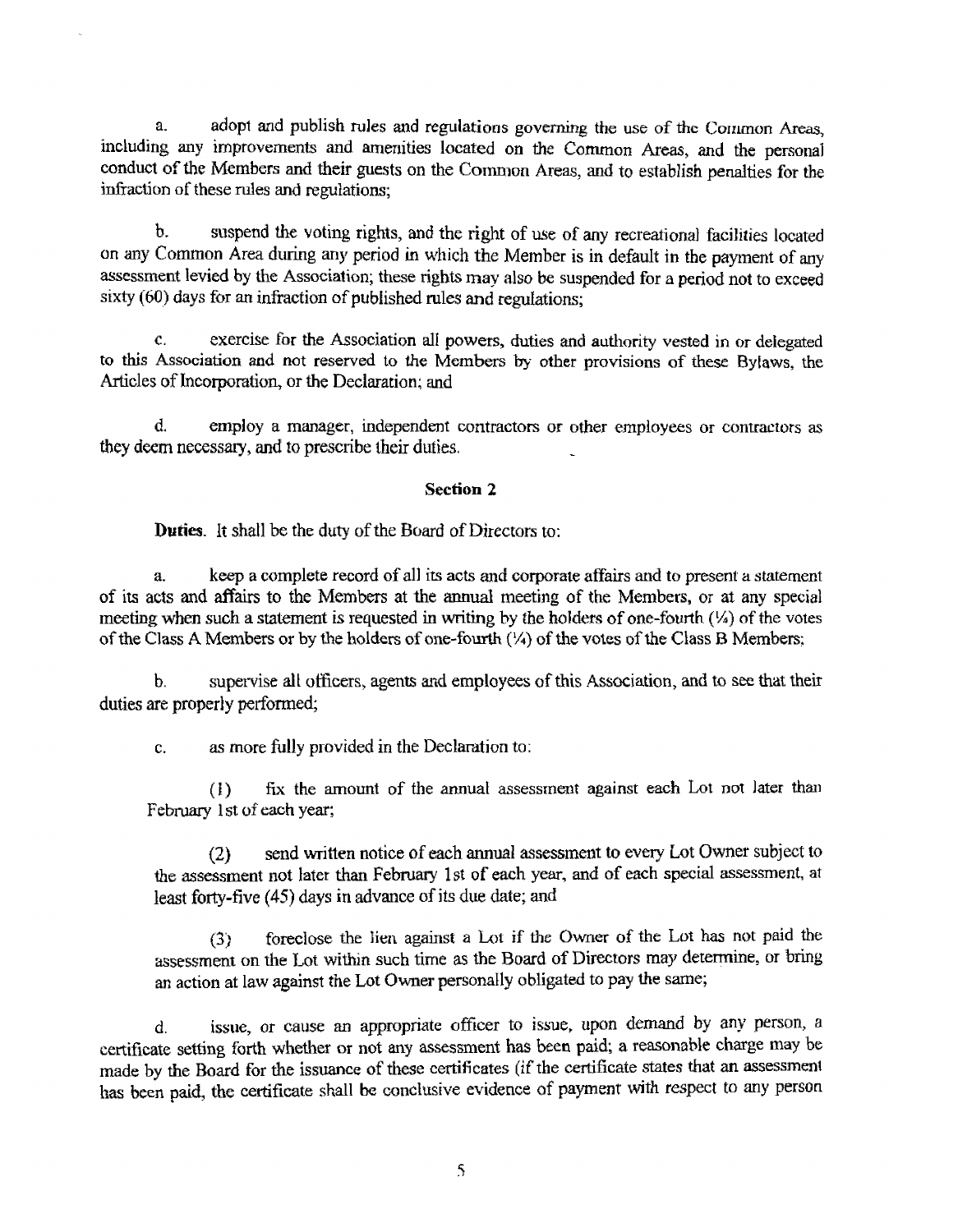a. adopt and publish rules and regulations governing the use of the Common Areas, including any improvements and amenities located on the Common Areas, and the personal conduct of the Members and their guests on the Common Areas, and to establish penalties for the infraction of these rules and regulations;

b. suspend the voting rights, and the right of use of any recreational facilities located on any Common Area during any period in which the Member is in default in the payment of any assessment levied by the Association; these rights may also be suspended for a period not to exceed sixty (60) days for an infraction of published rules and regulations;

c. exercise for the Association all powers, duties and authority vested in or delegated to this Association and not reserved to the Members by other provisions of these Bylaws, the Articles of Incorporation, or the Declaration; and

d. employ a manager, independent contractors or other employees or contractors as they deem necessary, and to prescribe their duties.

**Section 2**

**Duties**. It shall be the duty of the Board of Directors to:

a. keep a complete record of all its acts and corporate affairs and to present a statement of its acts and affairs to the Members at the annual meeting of the Members, or at any special meeting when such a statement is requested in writing by the holders of one-fourth (¼) of the votes of the Class A Members or by the holders of one-fourth (¼) of the votes of the Class B Members;

b. supervise all officers, agents and employees of this Association, and to see that their duties are properly performed;

c. as more fully provided in the Declaration to:

(1) fix the amount of the annual assessment against each Lot not later than February 1st of each year;

(2) send written notice of each annual assessment to every Lot Owner subject to the assessment not later than February 1st of each year, and of each special assessment, at least forty-five (45) days in advance of its due date; and

(3) foreclose the lien against a Lot if the Owner of the Lot has not paid the assessment on the Lot within such time as the Board of Directors may determine, or bring an action at law against the Lot Owner personally obligated to pay the same;

d. issue, or cause an appropriate officer to issue, upon demand by any person, a certificate setting forth whether or not any assessment has been paid; a reasonable charge may be made by the Board for the issuance of these certificates (if the certificate states that an assessment has been paid, the certificate shall be conclusive evidence of payment with respect to any person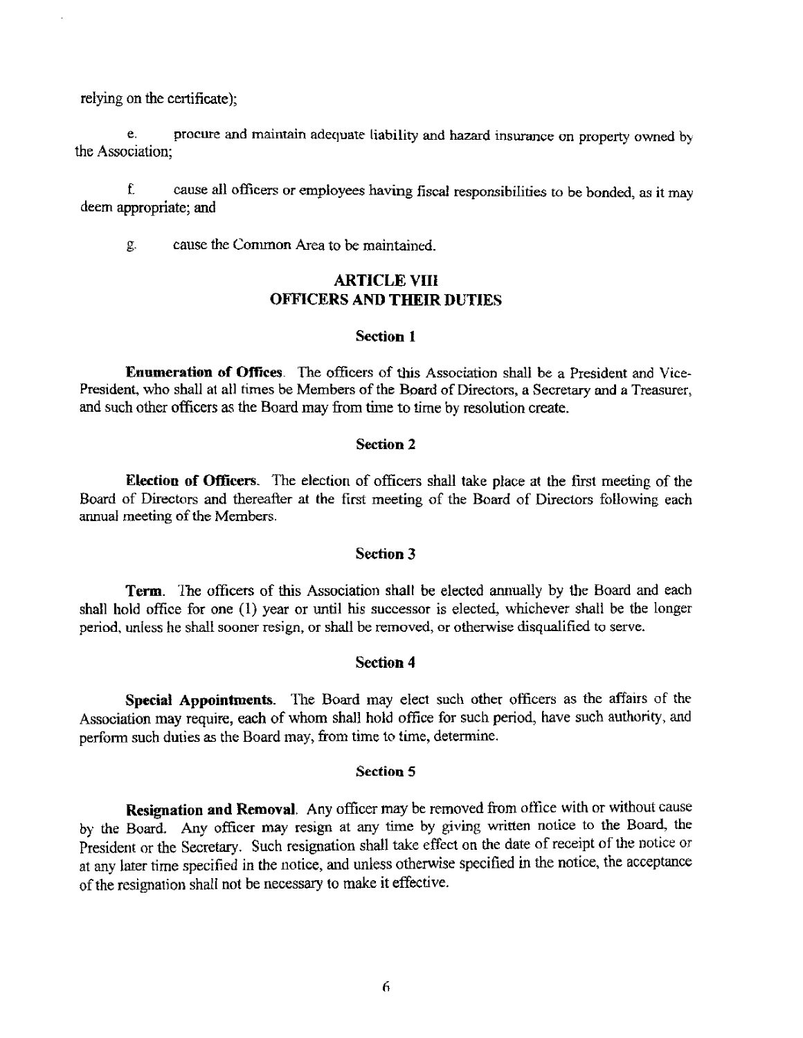relying on the certificate);

e. procure and maintain adequate liability and hazard insurance on property owned by the Association;

f. cause all officers or employees having fiscal responsibilities to be bonded, as it may deem appropriate; and

g. cause the Common Area to be maintained.

## ARTICLE VIII
## OFFICERS AND THEIR DUTIES

### Section 1

**Enumeration of Offices**. The officers of this Association shall be a President and Vice-President, who shall at all times be Members of the Board of Directors, a Secretary and a Treasurer, and such other officers as the Board may from time to time by resolution create.

### Section 2

**Election of Officers**. The election of officers shall take place at the first meeting of the Board of Directors and thereafter at the first meeting of the Board of Directors following each annual meeting of the Members.

### Section 3

**Term**. The officers of this Association shall be elected annually by the Board and each shall hold office for one (1) year or until his successor is elected, whichever shall be the longer period, unless he shall sooner resign, or shall be removed, or otherwise disqualified to serve.

### Section 4

**Special Appointments**. The Board may elect such other officers as the affairs of the Association may require, each of whom shall hold office for such period, have such authority, and perform such duties as the Board may, from time to time, determine.

### Section 5

**Resignation and Removal**. Any officer may be removed from office with or without cause by the Board. Any officer may resign at any time by giving written notice to the Board, the President or the Secretary. Such resignation shall take effect on the date of receipt of the notice or at any later time specified in the notice, and unless otherwise specified in the notice, the acceptance of the resignation shall not be necessary to make it effective.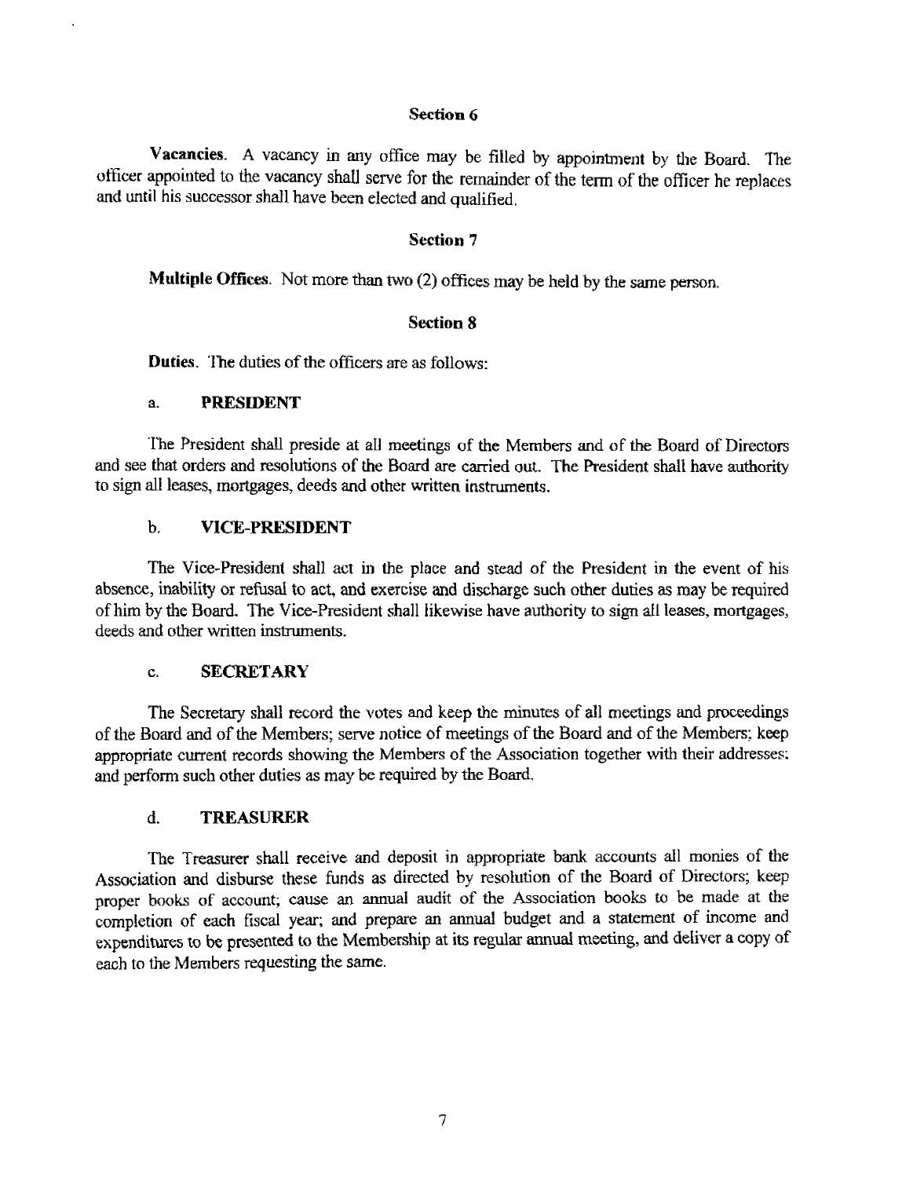### Section 6

**Vacancies**. A vacancy in any office may be filled by appointment by the Board. The officer appointed to the vacancy shall serve for the remainder of the term of the officer he replaces and until his successor shall have been elected and qualified.

### Section 7

**Multiple Offices**. Not more than two (2) offices may be held by the same person.

### Section 8

**Duties**. The duties of the officers are as follows:

a. **PRESIDENT**

The President shall preside at all meetings of the Members and of the Board of Directors and see that orders and resolutions of the Board are carried out. The President shall have authority to sign all leases, mortgages, deeds and other written instruments.

b. **VICE-PRESIDENT**

The Vice-President shall act in the place and stead of the President in the event of his absence, inability or refusal to act, and exercise and discharge such other duties as may be required of him by the Board. The Vice-President shall likewise have authority to sign all leases, mortgages, deeds and other written instruments.

c. **SECRETARY**

The Secretary shall record the votes and keep the minutes of all meetings and proceedings of the Board and of the Members; serve notice of meetings of the Board and of the Members; keep appropriate current records showing the Members of the Association together with their addresses; and perform such other duties as may be required by the Board.

d. **TREASURER**

The Treasurer shall receive and deposit in appropriate bank accounts all monies of the Association and disburse these funds as directed by resolution of the Board of Directors; keep proper books of account; cause an annual audit of the Association books to be made at the completion of each fiscal year; and prepare an annual budget and a statement of income and expenditures to be presented to the Membership at its regular annual meeting, and deliver a copy of each to the Members requesting the same.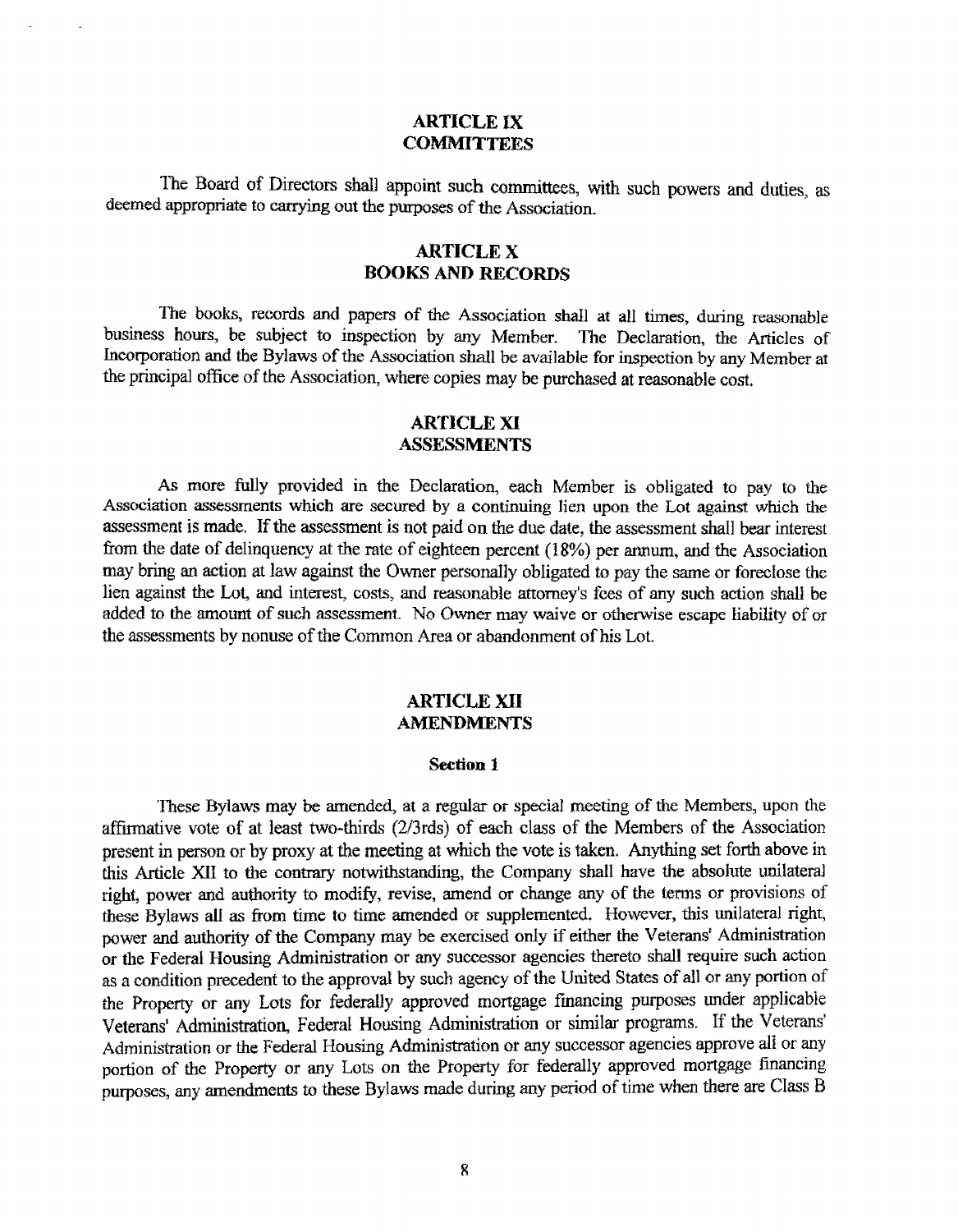## ARTICLE IX
## COMMITTEES

The Board of Directors shall appoint such committees, with such powers and duties, as deemed appropriate to carrying out the purposes of the Association.

## ARTICLE X
## BOOKS AND RECORDS

The books, records and papers of the Association shall at all times, during reasonable business hours, be subject to inspection by any Member. The Declaration, the Articles of Incorporation and the Bylaws of the Association shall be available for inspection by any Member at the principal office of the Association, where copies may be purchased at reasonable cost.

## ARTICLE XI
## ASSESSMENTS

As more fully provided in the Declaration, each Member is obligated to pay to the Association assessments which are secured by a continuing lien upon the Lot against which the assessment is made. If the assessment is not paid on the due date, the assessment shall bear interest from the date of delinquency at the rate of eighteen percent (18%) per annum, and the Association may bring an action at law against the Owner personally obligated to pay the same or foreclose the lien against the Lot, and interest, costs, and reasonable attorney's fees of any such action shall be added to the amount of such assessment. No Owner may waive or otherwise escape liability of or the assessments by nonuse of the Common Area or abandonment of his Lot.

## ARTICLE XII
## AMENDMENTS

### Section 1

These Bylaws may be amended, at a regular or special meeting of the Members, upon the affirmative vote of at least two-thirds (2/3rds) of each class of the Members of the Association present in person or by proxy at the meeting at which the vote is taken. Anything set forth above in this Article XII to the contrary notwithstanding, the Company shall have the absolute unilateral right, power and authority to modify, revise, amend or change any of the terms or provisions of these Bylaws all as from time to time amended or supplemented. However, this unilateral right, power and authority of the Company may be exercised only if either the Veterans' Administration or the Federal Housing Administration or any successor agencies thereto shall require such action as a condition precedent to the approval by such agency of the United States of all or any portion of the Property or any Lots for federally approved mortgage financing purposes under applicable Veterans' Administration, Federal Housing Administration or similar programs. If the Veterans' Administration or the Federal Housing Administration or any successor agencies approve all or any portion of the Property or any Lots on the Property for federally approved mortgage financing purposes, any amendments to these Bylaws made during any period of time when there are Class B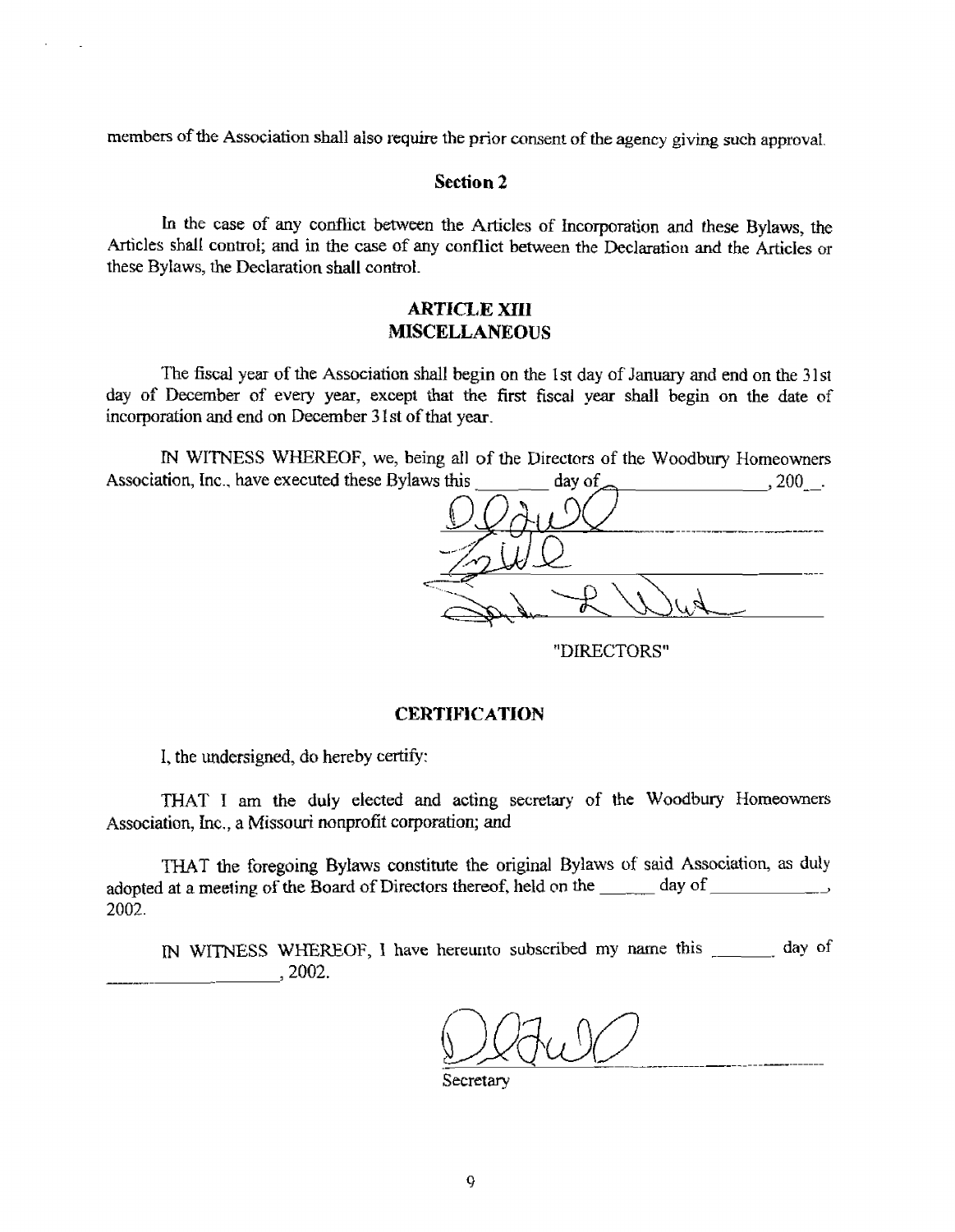members of the Association shall also require the prior consent of the agency giving such approval.

### Section 2

In the case of any conflict between the Articles of Incorporation and these Bylaws, the Articles shall control; and in the case of any conflict between the Declaration and the Articles or these Bylaws, the Declaration shall control.

## ARTICLE XIII
## MISCELLANEOUS

The fiscal year of the Association shall begin on the 1st day of January and end on the 31st day of December of every year, except that the first fiscal year shall begin on the date of incorporation and end on December 31st of that year.

IN WITNESS WHEREOF, we, being all of the Directors of the Woodbury Homeowners Association, Inc., have executed these Bylaws this ________ day of ________________, 200__.

\_\_\_\_\_\_\_\_\_\_\_\_\_\_\_\_\_\_\_\_\_\_\_\_\_\_\_\_

\_\_\_\_\_\_\_\_\_\_\_\_\_\_\_\_\_\_\_\_\_\_\_\_\_\_\_\_

\_\_\_\_\_\_\_\_\_\_\_\_\_\_\_\_\_\_\_\_\_\_\_\_\_\_\_\_

"DIRECTORS"

### CERTIFICATION

I, the undersigned, do hereby certify:

THAT I am the duly elected and acting secretary of the Woodbury Homeowners Association, Inc., a Missouri nonprofit corporation; and

THAT the foregoing Bylaws constitute the original Bylaws of said Association, as duly adopted at a meeting of the Board of Directors thereof, held on the ______ day of ____________, 2002.

IN WITNESS WHEREOF, I have hereunto subscribed my name this _______ day of ____________________, 2002.

\_\_\_\_\_\_\_\_\_\_\_\_\_\_\_\_\_\_\_\_\_\_\_\_\_\_\_\_

Secretary